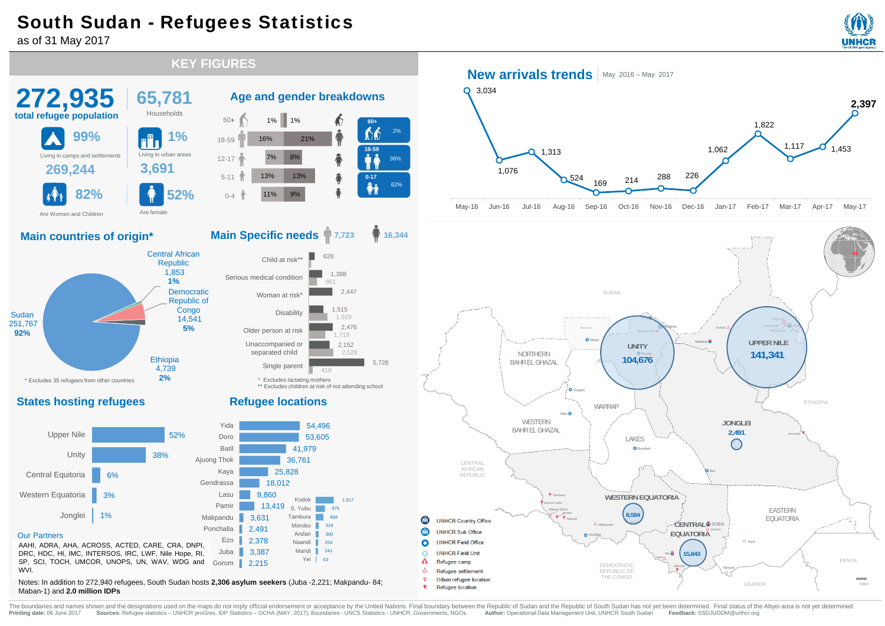# South Sudan - Refugees Statistics

as of 31 May 2017

## KEY FIGURES

**272,935** total refugee population

**65,781** Households

- 99% Living in camps and settlements — **269,244**
- 1% Living in urban areas — **3,691**
- 82% Are Women and Children
- 52% Are female

## Age and gender breakdowns

| Age | Male | Female |
|---|---|---|
| 60+ | 1% | 1% |
| 18-59 | 16% | 21% |
| 12-17 | 7% | 8% |
| 5-11 | 13% | 13% |
| 0-4 | 11% | 9% |

- 60+: 2%
- 18-59: 36%
- 0-17: 62%

## New arrivals trends

May 2016 – May 2017

| Month | New arrivals |
|---|---|
| May-16 | 3,034 |
| Jun-16 | 1,076 |
| Jul-16 | 1,313 |
| Aug-16 | 524 |
| Sep-16 | 169 |
| Oct-16 | 214 |
| Nov-16 | 288 |
| Dec-16 | 226 |
| Jan-17 | 1,062 |
| Feb-17 | 1,822 |
| Mar-17 | 1,117 |
| Apr-17 | 1,453 |
| May-17 | 2,397 |

## Main countries of origin*

| Country | Refugees | % |
|---|---|---|
| Sudan | 251,767 | 92% |
| Central African Republic | 1,853 | 1% |
| Democratic Republic of Congo | 14,541 | 5% |
| Ethiopia | 4,739 | 2% |

\* Excludes 35 refugees from other countries

## Main Specific needs

Male: 7,723 — Female: 16,344

| Need | Female | Male |
|---|---|---|
| Child at risk** | 628 | |
| Serious medical condition | 1,398 | 861 |
| Woman at risk* | 2,447 | |
| Disability | 1,515 | 1,929 |
| Older person at risk | 2,476 | 1,719 |
| Unaccompanied or separated child | 2,152 | 2,529 |
| Single parent | 5,728 | 418 |

\* Excludes lactating mothers
\*\* Excludes children at risk of not attending school

## States hosting refugees

| State | % |
|---|---|
| Upper Nile | 52% |
| Unity | 38% |
| Central Equitoria | 6% |
| Western Equatoria | 3% |
| Jonglei | 1% |

## Refugee locations

| Location | Refugees |
|---|---|
| Yida | 54,496 |
| Doro | 53,605 |
| Batil | 41,979 |
| Ajuong Thok | 36,761 |
| Kaya | 25,828 |
| Gendrassa | 18,012 |
| Lasu | 9,860 |
| Pamir | 13,419 |
| Makpandu | 3,631 |
| Ponchalla | 2,491 |
| Ezo | 2,378 |
| Juba | 3,387 |
| Gorom | 2,215 |
| Kodok | 1,917 |
| S. Yubu | 976 |
| Tambura | 804 |
| Morobo | 318 |
| Andari | 300 |
| Naandi | 254 |
| Maridi | 241 |
| Yei | 63 |

### Our Partners

AAHI, ADRA, AHA, ACROSS, ACTED, CARE, CRA, DNPI, DRC, HDC, HI, IMC, INTERSOS, IRC, LWF, Nile Hope, RI, SP, SCI, TOCH, UMCOR, UNOPS, UN, WAV, WDG and WVI.

Notes: In addition to 272,940 refugees, South Sudan hosts **2,306 asylum seekers** (Juba -2,221; Makpandu- 84; Maban-1) and **2.0 million IDPs**

## Map

Refugees by state: Upper Nile 141,341; Unity 104,676; Western Equatoria 8,584; Central Equatoria 15,843; Jonglei 2,491.

Legend: UNHCR Country Office; UNHCR Sub Office; UNHCR Field Office; UNHCR Field Unit; Refugee camp; Refugee settlement; Urban refugee location; Refugee location

The boundaries and names shown and the designations used on the map do not imply official endorsement or acceptance by the United Nations. Final boundary between the Republic of Sudan and the Republic of South Sudan has not yet been determined. Final status of the Abyei area is not yet determined.

**Printing date:** 06 June 2017 **Sources:** Refugee statistics – UNHCR proGres, IDP Statistics – OCHA (MAY, 2017), Boundaries - UNCS Statistics - UNHCR, Governments, NGOs. **Author:** Operational Data Management Unit, UNHCR South Sudan **Feedback:** SSDJUODM@unhcr.org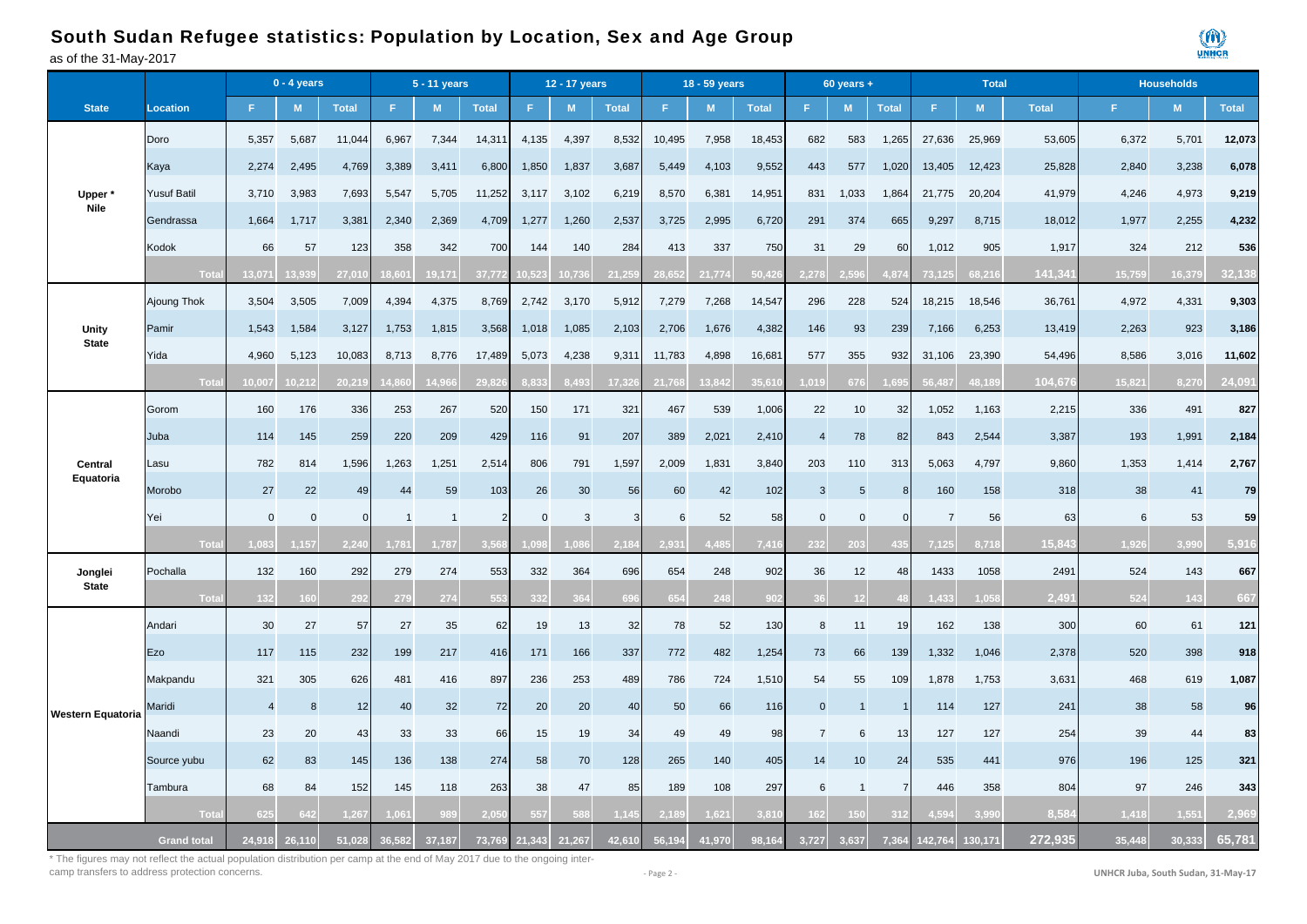# South Sudan Refugee statistics: Population by Location, Sex and Age Group

as of the 31-May-2017

| State | Location | 0 - 4 years | | | 5 - 11 years | | | 12 - 17 years | | | 18 - 59 years | | | 60 years + | | | Total | | | Households | | |
|---|---|---|---|---|---|---|---|---|---|---|---|---|---|---|---|---|---|---|---|---|---|---|
| | | F | M | Total | F | M | Total | F | M | Total | F | M | Total | F | M | Total | F | M | Total | F | M | Total |
| Upper * Nile | Doro | 5,357 | 5,687 | 11,044 | 6,967 | 7,344 | 14,311 | 4,135 | 4,397 | 8,532 | 10,495 | 7,958 | 18,453 | 682 | 583 | 1,265 | 27,636 | 25,969 | 53,605 | 6,372 | 5,701 | 12,073 |
| | Kaya | 2,274 | 2,495 | 4,769 | 3,389 | 3,411 | 6,800 | 1,850 | 1,837 | 3,687 | 5,449 | 4,103 | 9,552 | 443 | 577 | 1,020 | 13,405 | 12,423 | 25,828 | 2,840 | 3,238 | 6,078 |
| | Yusuf Batil | 3,710 | 3,983 | 7,693 | 5,547 | 5,705 | 11,252 | 3,117 | 3,102 | 6,219 | 8,570 | 6,381 | 14,951 | 831 | 1,033 | 1,864 | 21,775 | 20,204 | 41,979 | 4,246 | 4,973 | 9,219 |
| | Gendrassa | 1,664 | 1,717 | 3,381 | 2,340 | 2,369 | 4,709 | 1,277 | 1,260 | 2,537 | 3,725 | 2,995 | 6,720 | 291 | 374 | 665 | 9,297 | 8,715 | 18,012 | 1,977 | 2,255 | 4,232 |
| | Kodok | 66 | 57 | 123 | 358 | 342 | 700 | 144 | 140 | 284 | 413 | 337 | 750 | 31 | 29 | 60 | 1,012 | 905 | 1,917 | 324 | 212 | 536 |
| | Total | 13,071 | 13,939 | 27,010 | 18,601 | 19,171 | 37,772 | 10,523 | 10,736 | 21,259 | 28,652 | 21,774 | 50,426 | 2,278 | 2,596 | 4,874 | 73,125 | 68,216 | 141,341 | 15,759 | 16,379 | 32,138 |
| Unity State | Ajoung Thok | 3,504 | 3,505 | 7,009 | 4,394 | 4,375 | 8,769 | 2,742 | 3,170 | 5,912 | 7,279 | 7,268 | 14,547 | 296 | 228 | 524 | 18,215 | 18,546 | 36,761 | 4,972 | 4,331 | 9,303 |
| | Pamir | 1,543 | 1,584 | 3,127 | 1,753 | 1,815 | 3,568 | 1,018 | 1,085 | 2,103 | 2,706 | 1,676 | 4,382 | 146 | 93 | 239 | 7,166 | 6,253 | 13,419 | 2,263 | 923 | 3,186 |
| | Yida | 4,960 | 5,123 | 10,083 | 8,713 | 8,776 | 17,489 | 5,073 | 4,238 | 9,311 | 11,783 | 4,898 | 16,681 | 577 | 355 | 932 | 31,106 | 23,390 | 54,496 | 8,586 | 3,016 | 11,602 |
| | Total | 10,007 | 10,212 | 20,219 | 14,860 | 14,966 | 29,826 | 8,833 | 8,493 | 17,326 | 21,768 | 13,842 | 35,610 | 1,019 | 676 | 1,695 | 56,487 | 48,189 | 104,676 | 15,821 | 8,270 | 24,091 |
| Central Equatoria | Gorom | 160 | 176 | 336 | 253 | 267 | 520 | 150 | 171 | 321 | 467 | 539 | 1,006 | 22 | 10 | 32 | 1,052 | 1,163 | 2,215 | 336 | 491 | 827 |
| | Juba | 114 | 145 | 259 | 220 | 209 | 429 | 116 | 91 | 207 | 389 | 2,021 | 2,410 | 4 | 78 | 82 | 843 | 2,544 | 3,387 | 193 | 1,991 | 2,184 |
| | Lasu | 782 | 814 | 1,596 | 1,263 | 1,251 | 2,514 | 806 | 791 | 1,597 | 2,009 | 1,831 | 3,840 | 203 | 110 | 313 | 5,063 | 4,797 | 9,860 | 1,353 | 1,414 | 2,767 |
| | Morobo | 27 | 22 | 49 | 44 | 59 | 103 | 26 | 30 | 56 | 60 | 42 | 102 | 3 | 5 | 8 | 160 | 158 | 318 | 38 | 41 | 79 |
| | Yei | 0 | 0 | 0 | 1 | 1 | 2 | 0 | 3 | 3 | 6 | 52 | 58 | 0 | 0 | 0 | 7 | 56 | 63 | 6 | 53 | 59 |
| | Total | 1,083 | 1,157 | 2,240 | 1,781 | 1,787 | 3,568 | 1,098 | 1,086 | 2,184 | 2,931 | 4,485 | 7,416 | 232 | 203 | 435 | 7,125 | 8,718 | 15,843 | 1,926 | 3,990 | 5,916 |
| Jonglei State | Pochalla | 132 | 160 | 292 | 279 | 274 | 553 | 332 | 364 | 696 | 654 | 248 | 902 | 36 | 12 | 48 | 1433 | 1058 | 2491 | 524 | 143 | 667 |
| | Total | 132 | 160 | 292 | 279 | 274 | 553 | 332 | 364 | 696 | 654 | 248 | 902 | 36 | 12 | 48 | 1,433 | 1,058 | 2,491 | 524 | 143 | 667 |
| Western Equatoria | Andari | 30 | 27 | 57 | 27 | 35 | 62 | 19 | 13 | 32 | 78 | 52 | 130 | 8 | 11 | 19 | 162 | 138 | 300 | 60 | 61 | 121 |
| | Ezo | 117 | 115 | 232 | 199 | 217 | 416 | 171 | 166 | 337 | 772 | 482 | 1,254 | 73 | 66 | 139 | 1,332 | 1,046 | 2,378 | 520 | 398 | 918 |
| | Makpandu | 321 | 305 | 626 | 481 | 416 | 897 | 236 | 253 | 489 | 786 | 724 | 1,510 | 54 | 55 | 109 | 1,878 | 1,753 | 3,631 | 468 | 619 | 1,087 |
| | Maridi | 4 | 8 | 12 | 40 | 32 | 72 | 20 | 20 | 40 | 50 | 66 | 116 | 0 | 1 | 1 | 114 | 127 | 241 | 38 | 58 | 96 |
| | Naandi | 23 | 20 | 43 | 33 | 33 | 66 | 15 | 19 | 34 | 49 | 49 | 98 | 7 | 6 | 13 | 127 | 127 | 254 | 39 | 44 | 83 |
| | Source yubu | 62 | 83 | 145 | 136 | 138 | 274 | 58 | 70 | 128 | 265 | 140 | 405 | 14 | 10 | 24 | 535 | 441 | 976 | 196 | 125 | 321 |
| | Tambura | 68 | 84 | 152 | 145 | 118 | 263 | 38 | 47 | 85 | 189 | 108 | 297 | 6 | 1 | 7 | 446 | 358 | 804 | 97 | 246 | 343 |
| | Total | 625 | 642 | 1,267 | 1,061 | 989 | 2,050 | 557 | 588 | 1,145 | 2,189 | 1,621 | 3,810 | 162 | 150 | 312 | 4,594 | 3,990 | 8,584 | 1,418 | 1,551 | 2,969 |
| Grand total | | 24,918 | 26,110 | 51,028 | 36,582 | 37,187 | 73,769 | 21,343 | 21,267 | 42,610 | 56,194 | 41,970 | 98,164 | 3,727 | 3,637 | 7,364 | 142,764 | 130,171 | 272,935 | 35,448 | 30,333 | 65,781 |

* The figures may not reflect the actual population distribution per camp at the end of May 2017 due to the ongoing inter-camp transfers to address protection concerns.

UNHCR Juba, South Sudan, 31-May-17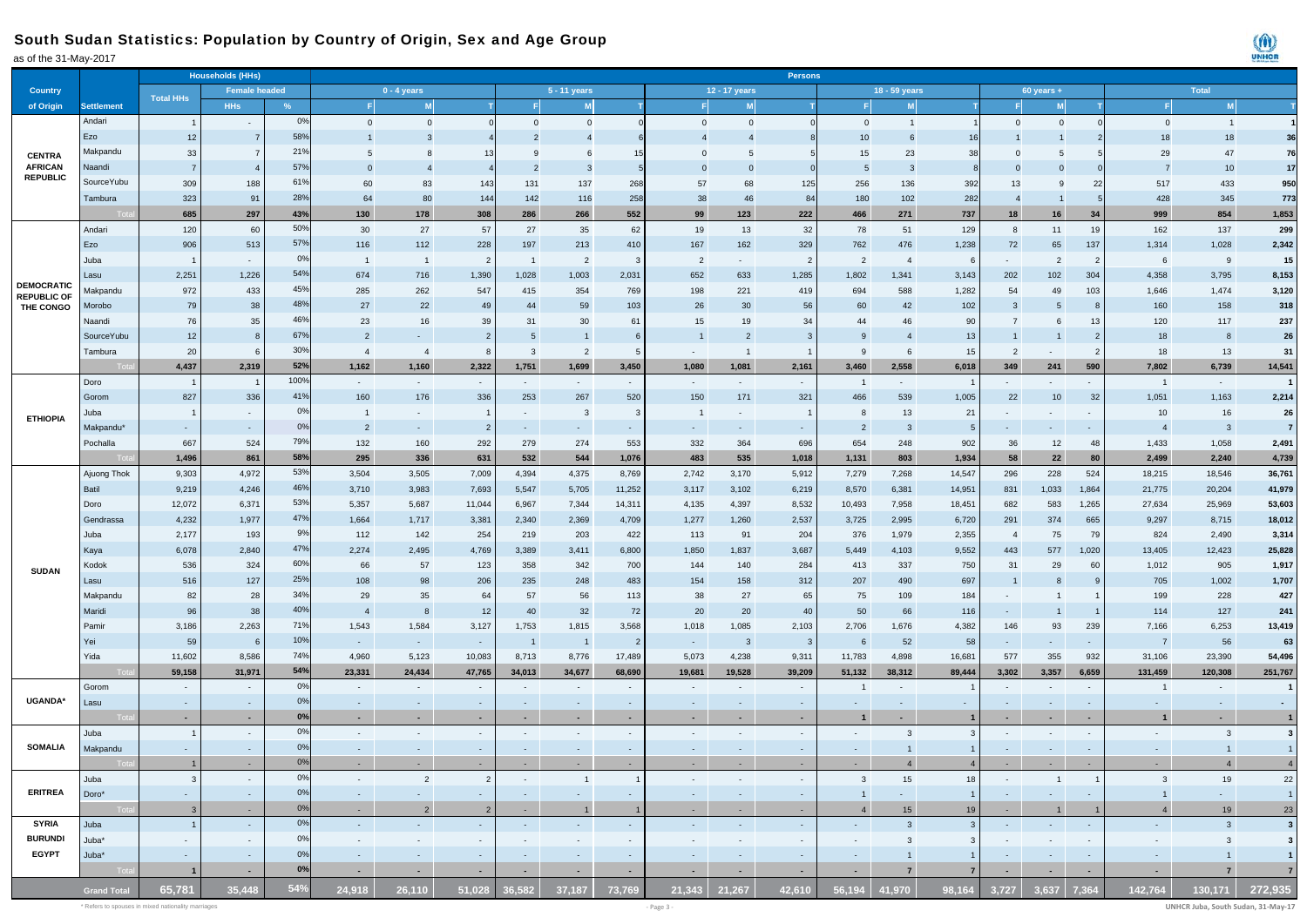# South Sudan Statistics: Population by Country of Origin, Sex and Age Group

as of the 31-May-2017

| Country of Origin | Settlement | Households (HHs) | | | Persons | | | | | | | | | | | | | | | | | |
|---|---|---|---|---|---|---|---|---|---|---|---|---|---|---|---|---|---|---|---|---|---|---|
| | | Total HHs | Female headed | | 0 - 4 years | | | 5 - 11 years | | | 12 - 17 years | | | 18 - 59 years | | | 60 years + | | | Total | | |
| | | | HHs | % | F | M | T | F | M | T | F | M | T | F | M | T | F | M | T | F | M | T |
| CENTRA AFRICAN REPUBLIC | Andari | 1 | - | 0% | 0 | 0 | 0 | 0 | 0 | 0 | 0 | 0 | 0 | 0 | 1 | 1 | 0 | 0 | 0 | 0 | 1 | 1 |
| | Ezo | 12 | 7 | 58% | 1 | 3 | 4 | 2 | 4 | 6 | 4 | 4 | 8 | 10 | 6 | 16 | 1 | 1 | 2 | 18 | 18 | 36 |
| | Makpandu | 33 | 7 | 21% | 5 | 8 | 13 | 9 | 6 | 15 | 0 | 5 | 5 | 15 | 23 | 38 | 0 | 5 | 5 | 29 | 47 | 76 |
| | Naandi | 7 | 4 | 57% | 0 | 4 | 4 | 2 | 3 | 5 | 0 | 0 | 0 | 5 | 3 | 8 | 0 | 0 | 0 | 7 | 10 | 17 |
| | SourceYubu | 309 | 188 | 61% | 60 | 83 | 143 | 131 | 137 | 268 | 57 | 68 | 125 | 256 | 136 | 392 | 13 | 9 | 22 | 517 | 433 | 950 |
| | Tambura | 323 | 91 | 28% | 64 | 80 | 144 | 142 | 116 | 258 | 38 | 46 | 84 | 180 | 102 | 282 | 4 | 1 | 5 | 428 | 345 | 773 |
| | Total | 685 | 297 | 43% | 130 | 178 | 308 | 286 | 266 | 552 | 99 | 123 | 222 | 466 | 271 | 737 | 18 | 16 | 34 | 999 | 854 | 1,853 |
| DEMOCRATIC REPUBLIC OF THE CONGO | Andari | 120 | 60 | 50% | 30 | 27 | 57 | 27 | 35 | 62 | 19 | 13 | 32 | 78 | 51 | 129 | 8 | 11 | 19 | 162 | 137 | 299 |
| | Ezo | 906 | 513 | 57% | 116 | 112 | 228 | 197 | 213 | 410 | 167 | 162 | 329 | 762 | 476 | 1,238 | 72 | 65 | 137 | 1,314 | 1,028 | 2,342 |
| | Juba | 1 | - | 0% | 1 | 1 | 2 | 1 | 2 | 3 | 2 | - | 2 | 2 | 4 | 6 | - | 2 | 2 | 6 | 9 | 15 |
| | Lasu | 2,251 | 1,226 | 54% | 674 | 716 | 1,390 | 1,028 | 1,003 | 2,031 | 652 | 633 | 1,285 | 1,802 | 1,341 | 3,143 | 202 | 102 | 304 | 4,358 | 3,795 | 8,153 |
| | Makpandu | 972 | 433 | 45% | 285 | 262 | 547 | 415 | 354 | 769 | 198 | 221 | 419 | 694 | 588 | 1,282 | 54 | 49 | 103 | 1,646 | 1,474 | 3,120 |
| | Morobo | 79 | 38 | 48% | 27 | 22 | 49 | 44 | 59 | 103 | 26 | 30 | 56 | 60 | 42 | 102 | 3 | 5 | 8 | 160 | 158 | 318 |
| | Naandi | 76 | 35 | 46% | 23 | 16 | 39 | 31 | 30 | 61 | 15 | 19 | 34 | 44 | 46 | 90 | 7 | 6 | 13 | 120 | 117 | 237 |
| | SourceYubu | 12 | 8 | 67% | 2 | - | 2 | 5 | 1 | 6 | 1 | 2 | 3 | 9 | 4 | 13 | 1 | 1 | 2 | 18 | 8 | 26 |
| | Tambura | 20 | 6 | 30% | 4 | 4 | 8 | 3 | 2 | 5 | - | 1 | 1 | 9 | 6 | 15 | 2 | - | 2 | 18 | 13 | 31 |
| | Total | 4,437 | 2,319 | 52% | 1,162 | 1,160 | 2,322 | 1,751 | 1,699 | 3,450 | 1,080 | 1,081 | 2,161 | 3,460 | 2,558 | 6,018 | 349 | 241 | 590 | 7,802 | 6,739 | 14,541 |
| ETHIOPIA | Doro | 1 | 1 | 100% | - | - | - | - | - | - | - | - | - | 1 | - | 1 | - | - | - | 1 | - | 1 |
| | Gorom | 827 | 336 | 41% | 160 | 176 | 336 | 253 | 267 | 520 | 150 | 171 | 321 | 466 | 539 | 1,005 | 22 | 10 | 32 | 1,051 | 1,163 | 2,214 |
| | Juba | 1 | - | 0% | 1 | - | 1 | - | 3 | 3 | 1 | - | 1 | 8 | 13 | 21 | - | - | - | 10 | 16 | 26 |
| | Makpandu* | - | - | 0% | 2 | - | 2 | - | - | - | - | - | - | 2 | 3 | 5 | - | - | - | 4 | 3 | 7 |
| | Pochalla | 667 | 524 | 79% | 132 | 160 | 292 | 279 | 274 | 553 | 332 | 364 | 696 | 654 | 248 | 902 | 36 | 12 | 48 | 1,433 | 1,058 | 2,491 |
| | Total | 1,496 | 861 | 58% | 295 | 336 | 631 | 532 | 544 | 1,076 | 483 | 535 | 1,018 | 1,131 | 803 | 1,934 | 58 | 22 | 80 | 2,499 | 2,240 | 4,739 |
| SUDAN | Ajuong Thok | 9,303 | 4,972 | 53% | 3,504 | 3,505 | 7,009 | 4,394 | 4,375 | 8,769 | 2,742 | 3,170 | 5,912 | 7,279 | 7,268 | 14,547 | 296 | 228 | 524 | 18,215 | 18,546 | 36,761 |
| | Batil | 9,219 | 4,246 | 46% | 3,710 | 3,983 | 7,693 | 5,547 | 5,705 | 11,252 | 3,117 | 3,102 | 6,219 | 8,570 | 6,381 | 14,951 | 831 | 1,033 | 1,864 | 21,775 | 20,204 | 41,979 |
| | Doro | 12,072 | 6,371 | 53% | 5,357 | 5,687 | 11,044 | 6,967 | 7,344 | 14,311 | 4,135 | 4,397 | 8,532 | 10,493 | 7,958 | 18,451 | 682 | 583 | 1,265 | 27,634 | 25,969 | 53,603 |
| | Gendrassa | 4,232 | 1,977 | 47% | 1,664 | 1,717 | 3,381 | 2,340 | 2,369 | 4,709 | 1,277 | 1,260 | 2,537 | 3,725 | 2,995 | 6,720 | 291 | 374 | 665 | 9,297 | 8,715 | 18,012 |
| | Juba | 2,177 | 193 | 9% | 112 | 142 | 254 | 219 | 203 | 422 | 113 | 91 | 204 | 376 | 1,979 | 2,355 | 4 | 75 | 79 | 824 | 2,490 | 3,314 |
| | Kaya | 6,078 | 2,840 | 47% | 2,274 | 2,495 | 4,769 | 3,389 | 3,411 | 6,800 | 1,850 | 1,837 | 3,687 | 5,449 | 4,103 | 9,552 | 443 | 577 | 1,020 | 13,405 | 12,423 | 25,828 |
| | Kodok | 536 | 324 | 60% | 66 | 57 | 123 | 358 | 342 | 700 | 144 | 140 | 284 | 413 | 337 | 750 | 31 | 29 | 60 | 1,012 | 905 | 1,917 |
| | Lasu | 516 | 127 | 25% | 108 | 98 | 206 | 235 | 248 | 483 | 154 | 158 | 312 | 207 | 490 | 697 | 1 | 8 | 9 | 705 | 1,002 | 1,707 |
| | Makpandu | 82 | 28 | 34% | 29 | 35 | 64 | 57 | 56 | 113 | 38 | 27 | 65 | 75 | 109 | 184 | - | 1 | 1 | 199 | 228 | 427 |
| | Maridi | 96 | 38 | 40% | 4 | 8 | 12 | 40 | 32 | 72 | 20 | 20 | 40 | 50 | 66 | 116 | - | 1 | 1 | 114 | 127 | 241 |
| | Pamir | 3,186 | 2,263 | 71% | 1,543 | 1,584 | 3,127 | 1,753 | 1,815 | 3,568 | 1,018 | 1,085 | 2,103 | 2,706 | 1,676 | 4,382 | 146 | 93 | 239 | 7,166 | 6,253 | 13,419 |
| | Yei | 59 | 6 | 10% | - | - | - | 1 | 1 | 2 | - | 3 | 3 | 6 | 52 | 58 | - | - | - | 7 | 56 | 63 |
| | Yida | 11,602 | 8,586 | 74% | 4,960 | 5,123 | 10,083 | 8,713 | 8,776 | 17,489 | 5,073 | 4,238 | 9,311 | 11,783 | 4,898 | 16,681 | 577 | 355 | 932 | 31,106 | 23,390 | 54,496 |
| | Total | 59,158 | 31,971 | 54% | 23,331 | 24,434 | 47,765 | 34,013 | 34,677 | 68,690 | 19,681 | 19,528 | 39,209 | 51,132 | 38,312 | 89,444 | 3,302 | 3,357 | 6,659 | 131,459 | 120,308 | 251,767 |
| UGANDA* | Gorom | - | - | 0% | - | - | - | - | - | - | - | - | - | 1 | - | 1 | - | - | - | 1 | - | 1 |
| | Lasu | - | - | 0% | - | - | - | - | - | - | - | - | - | - | - | - | - | - | - | - | - | - |
| | Total | - | - | 0% | - | - | - | - | - | - | - | - | - | 1 | - | 1 | - | - | - | 1 | - | 1 |
| SOMALIA | Juba | 1 | - | 0% | - | - | - | - | - | - | - | - | - | - | 3 | 3 | - | - | - | - | 3 | 3 |
| | Makpandu | - | - | 0% | - | - | - | - | - | - | - | - | - | - | 1 | 1 | - | - | - | - | 1 | 1 |
| | Total | 1 | - | 0% | - | - | - | - | - | - | - | - | - | - | 4 | 4 | - | - | - | - | 4 | 4 |
| ERITREA | Juba | 3 | - | 0% | - | 2 | 2 | - | 1 | 1 | - | - | - | 3 | 15 | 18 | - | 1 | 1 | 3 | 19 | 22 |
| | Doro* | - | - | 0% | - | - | - | - | - | - | - | - | - | 1 | - | 1 | - | - | - | 1 | - | 1 |
| | Total | 3 | - | 0% | - | 2 | 2 | - | 1 | 1 | - | - | - | 4 | 15 | 19 | - | 1 | 1 | 4 | 19 | 23 |
| SYRIA | Juba | 1 | - | 0% | - | - | - | - | - | - | - | - | - | - | 3 | 3 | - | - | - | - | 3 | 3 |
| BURUNDI | Juba* | - | - | 0% | - | - | - | - | - | - | - | - | - | - | 3 | 3 | - | - | - | - | 3 | 3 |
| EGYPT | Juba* | - | - | 0% | - | - | - | - | - | - | - | - | - | - | 1 | 1 | - | - | - | - | 1 | 1 |
| | Total | 1 | - | 0% | - | - | - | - | - | - | - | - | - | - | 7 | 7 | - | - | - | - | 7 | 7 |
| | Grand Total | 65,781 | 35,448 | 54% | 24,918 | 26,110 | 51,028 | 36,582 | 37,187 | 73,769 | 21,343 | 21,267 | 42,610 | 56,194 | 41,970 | 98,164 | 3,727 | 3,637 | 7,364 | 142,764 | 130,171 | 272,935 |

\* Refers to spouses in mixed nationality marriages

UNHCR Juba, South Sudan, 31-May-17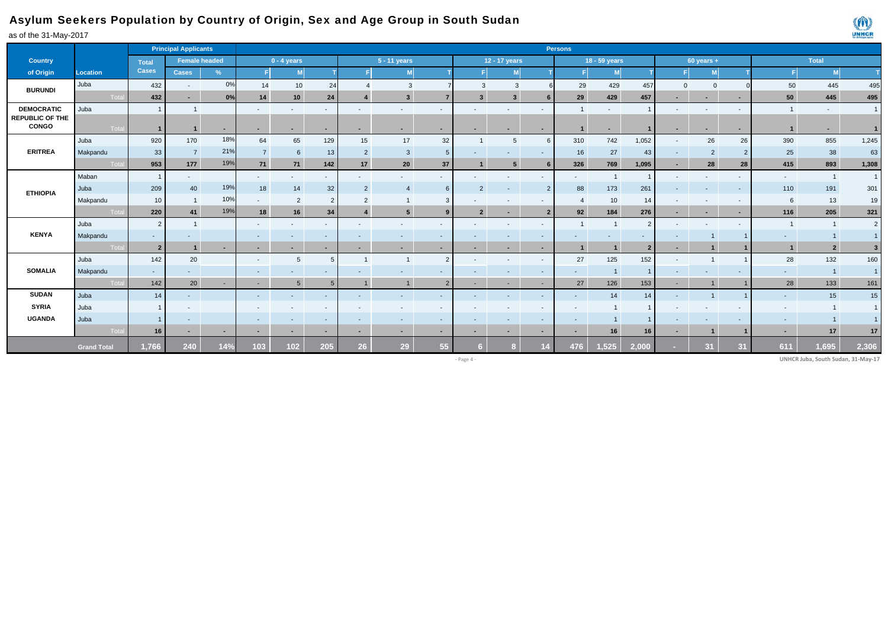# Asylum Seekers Population by Country of Origin, Sex and Age Group in South Sudan

as of the 31-May-2017

| Country of Origin | Location | Principal Applicants | | | Persons | | | | | | | | | | | | | | | | | |
|---|---|---|---|---|---|---|---|---|---|---|---|---|---|---|---|---|---|---|---|---|---|---|
| | | Total Cases | Female headed | | 0 - 4 years | | | 5 - 11 years | | | 12 - 17 years | | | 18 - 59 years | | | 60 years + | | | Total | | |
| | | | Cases | % | F | M | T | F | M | T | F | M | T | F | M | T | F | M | T | F | M | T |
| BURUNDI | Juba | 432 | - | 0% | 14 | 10 | 24 | 4 | 3 | 7 | 3 | 3 | 6 | 29 | 429 | 457 | 0 | 0 | 0 | 50 | 445 | 495 |
| | Total | 432 | - | 0% | 14 | 10 | 24 | 4 | 3 | 7 | 3 | 3 | 6 | 29 | 429 | 457 | - | - | - | 50 | 445 | 495 |
| DEMOCRATIC REPUBLIC OF THE CONGO | Juba | 1 | 1 | | - | - | - | - | - | - | - | - | - | 1 | - | 1 | - | - | - | 1 | - | 1 |
| | Total | 1 | 1 | - | - | - | - | - | - | - | - | - | - | 1 | - | 1 | - | - | - | 1 | - | 1 |
| ERITREA | Juba | 920 | 170 | 18% | 64 | 65 | 129 | 15 | 17 | 32 | 1 | 5 | 6 | 310 | 742 | 1,052 | - | 26 | 26 | 390 | 855 | 1,245 |
| | Makpandu | 33 | 7 | 21% | 7 | 6 | 13 | 2 | 3 | 5 | - | - | - | 16 | 27 | 43 | - | 2 | 2 | 25 | 38 | 63 |
| | Total | 953 | 177 | 19% | 71 | 71 | 142 | 17 | 20 | 37 | 1 | 5 | 6 | 326 | 769 | 1,095 | - | 28 | 28 | 415 | 893 | 1,308 |
| ETHIOPIA | Maban | 1 | - | | - | - | - | - | - | - | - | - | - | - | 1 | 1 | - | - | - | - | 1 | 1 |
| | Juba | 209 | 40 | 19% | 18 | 14 | 32 | 2 | 4 | 6 | 2 | - | 2 | 88 | 173 | 261 | - | - | - | 110 | 191 | 301 |
| | Makpandu | 10 | 1 | 10% | - | 2 | 2 | 2 | 1 | 3 | - | - | - | 4 | 10 | 14 | - | - | - | 6 | 13 | 19 |
| | Total | 220 | 41 | 19% | 18 | 16 | 34 | 4 | 5 | 9 | 2 | - | 2 | 92 | 184 | 276 | - | - | - | 116 | 205 | 321 |
| KENYA | Juba | 2 | 1 | | - | - | - | - | - | - | - | - | - | 1 | 1 | 2 | - | - | - | 1 | 1 | 2 |
| | Makpandu | - | - | | - | - | - | - | - | - | - | - | - | - | - | - | - | 1 | 1 | - | 1 | 1 |
| | Total | 2 | 1 | - | - | - | - | - | - | - | - | - | - | 1 | 1 | 2 | - | 1 | 1 | 1 | 2 | 3 |
| SOMALIA | Juba | 142 | 20 | | - | 5 | 5 | 1 | 1 | 2 | - | - | - | 27 | 125 | 152 | - | 1 | 1 | 28 | 132 | 160 |
| | Makpandu | - | - | | - | - | - | - | - | - | - | - | - | - | 1 | 1 | - | - | - | - | 1 | 1 |
| | Total | 142 | 20 | - | - | 5 | 5 | 1 | 1 | 2 | - | - | - | 27 | 126 | 153 | - | 1 | 1 | 28 | 133 | 161 |
| SUDAN | Juba | 14 | - | | - | - | - | - | - | - | - | - | - | - | 14 | 14 | - | 1 | 1 | - | 15 | 15 |
| SYRIA | Juba | 1 | - | | - | - | - | - | - | - | - | - | - | - | 1 | 1 | - | - | - | - | 1 | 1 |
| UGANDA | Juba | 1 | - | | - | - | - | - | - | - | - | - | - | - | 1 | 1 | - | - | - | - | 1 | 1 |
| | Total | 16 | - | - | - | - | - | - | - | - | - | - | - | - | 16 | 16 | - | 1 | 1 | - | 17 | 17 |
| Grand Total | | 1,766 | 240 | 14% | 103 | 102 | 205 | 26 | 29 | 55 | 6 | 8 | 14 | 476 | 1,525 | 2,000 | - | 31 | 31 | 611 | 1,695 | 2,306 |

UNHCR Juba, South Sudan, 31-May-17